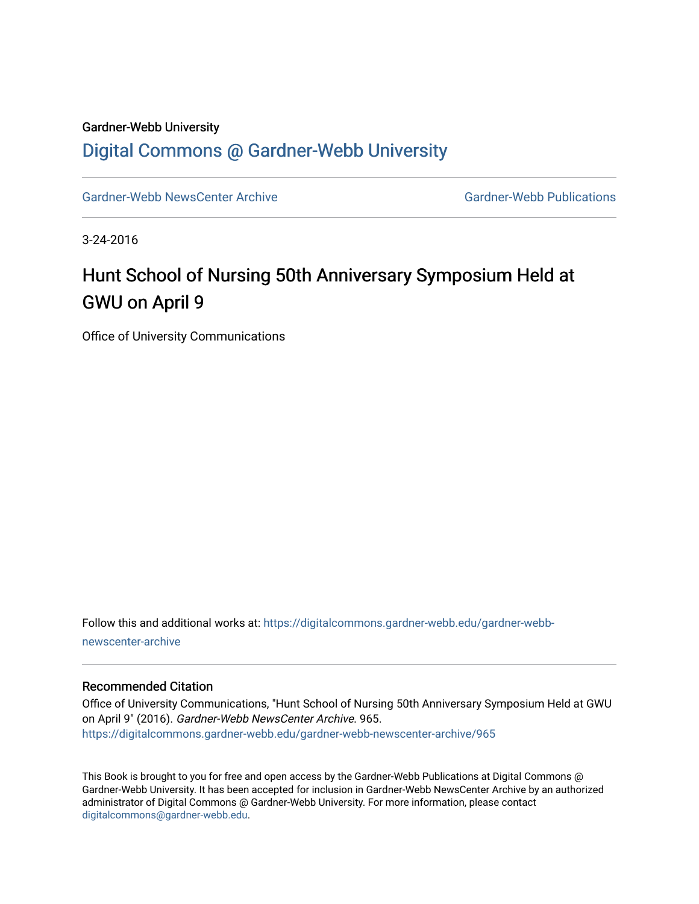Gardner-Webb University

## Digital Commons @ Gardner-Webb University

Gardner-Webb NewsCenter Archive

Gardner-Webb Publications

3-24-2016

# Hunt School of Nursing 50th Anniversary Symposium Held at GWU on April 9

Office of University Communications

Follow this and additional works at: https://digitalcommons.gardner-webb.edu/gardner-webb-newscenter-archive

### Recommended Citation

Office of University Communications, "Hunt School of Nursing 50th Anniversary Symposium Held at GWU on April 9" (2016). *Gardner-Webb NewsCenter Archive*. 965.
https://digitalcommons.gardner-webb.edu/gardner-webb-newscenter-archive/965

This Book is brought to you for free and open access by the Gardner-Webb Publications at Digital Commons @ Gardner-Webb University. It has been accepted for inclusion in Gardner-Webb NewsCenter Archive by an authorized administrator of Digital Commons @ Gardner-Webb University. For more information, please contact digitalcommons@gardner-webb.edu.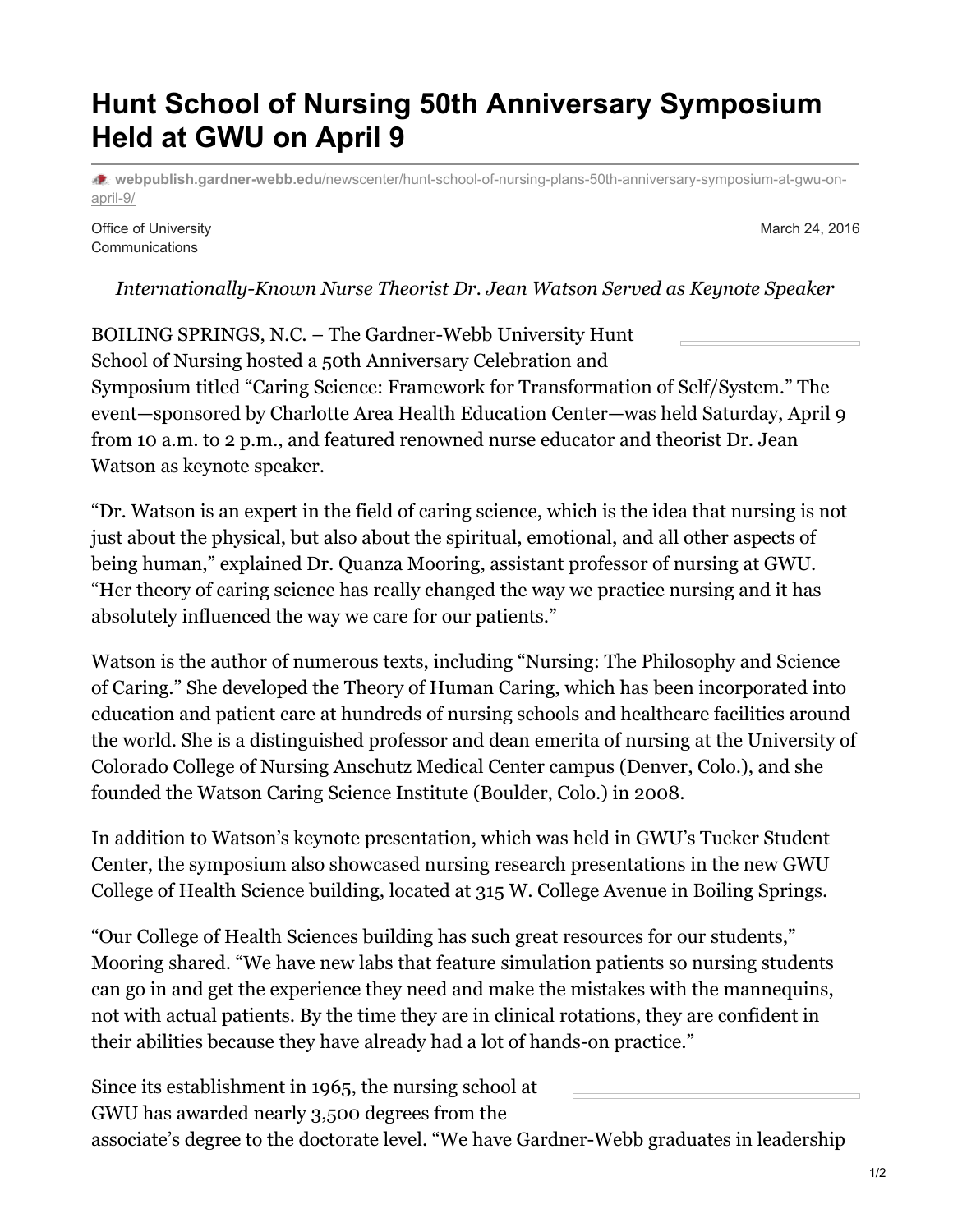# Hunt School of Nursing 50th Anniversary Symposium Held at GWU on April 9

**webpublish.gardner-webb.edu**/newscenter/hunt-school-of-nursing-plans-50th-anniversary-symposium-at-gwu-on-april-9/

Office of University Communications

March 24, 2016

*Internationally-Known Nurse Theorist Dr. Jean Watson Served as Keynote Speaker*

BOILING SPRINGS, N.C. – The Gardner-Webb University Hunt School of Nursing hosted a 50th Anniversary Celebration and Symposium titled "Caring Science: Framework for Transformation of Self/System." The event—sponsored by Charlotte Area Health Education Center—was held Saturday, April 9 from 10 a.m. to 2 p.m., and featured renowned nurse educator and theorist Dr. Jean Watson as keynote speaker.

"Dr. Watson is an expert in the field of caring science, which is the idea that nursing is not just about the physical, but also about the spiritual, emotional, and all other aspects of being human," explained Dr. Quanza Mooring, assistant professor of nursing at GWU. "Her theory of caring science has really changed the way we practice nursing and it has absolutely influenced the way we care for our patients."

Watson is the author of numerous texts, including "Nursing: The Philosophy and Science of Caring." She developed the Theory of Human Caring, which has been incorporated into education and patient care at hundreds of nursing schools and healthcare facilities around the world. She is a distinguished professor and dean emerita of nursing at the University of Colorado College of Nursing Anschutz Medical Center campus (Denver, Colo.), and she founded the Watson Caring Science Institute (Boulder, Colo.) in 2008.

In addition to Watson's keynote presentation, which was held in GWU's Tucker Student Center, the symposium also showcased nursing research presentations in the new GWU College of Health Science building, located at 315 W. College Avenue in Boiling Springs.

"Our College of Health Sciences building has such great resources for our students," Mooring shared. "We have new labs that feature simulation patients so nursing students can go in and get the experience they need and make the mistakes with the mannequins, not with actual patients. By the time they are in clinical rotations, they are confident in their abilities because they have already had a lot of hands-on practice."

Since its establishment in 1965, the nursing school at GWU has awarded nearly 3,500 degrees from the associate's degree to the doctorate level. "We have Gardner-Webb graduates in leadership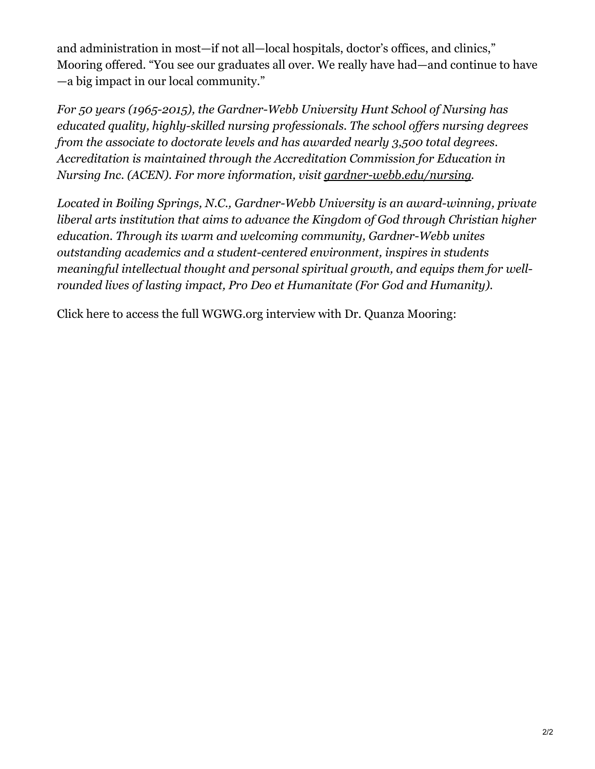and administration in most—if not all—local hospitals, doctor's offices, and clinics," Mooring offered. "You see our graduates all over. We really have had—and continue to have—a big impact in our local community."

*For 50 years (1965-2015), the Gardner-Webb University Hunt School of Nursing has educated quality, highly-skilled nursing professionals. The school offers nursing degrees from the associate to doctorate levels and has awarded nearly 3,500 total degrees. Accreditation is maintained through the Accreditation Commission for Education in Nursing Inc. (ACEN). For more information, visit gardner-webb.edu/nursing.*

*Located in Boiling Springs, N.C., Gardner-Webb University is an award-winning, private liberal arts institution that aims to advance the Kingdom of God through Christian higher education. Through its warm and welcoming community, Gardner-Webb unites outstanding academics and a student-centered environment, inspires in students meaningful intellectual thought and personal spiritual growth, and equips them for well-rounded lives of lasting impact, Pro Deo et Humanitate (For God and Humanity).*

Click here to access the full WGWG.org interview with Dr. Quanza Mooring: